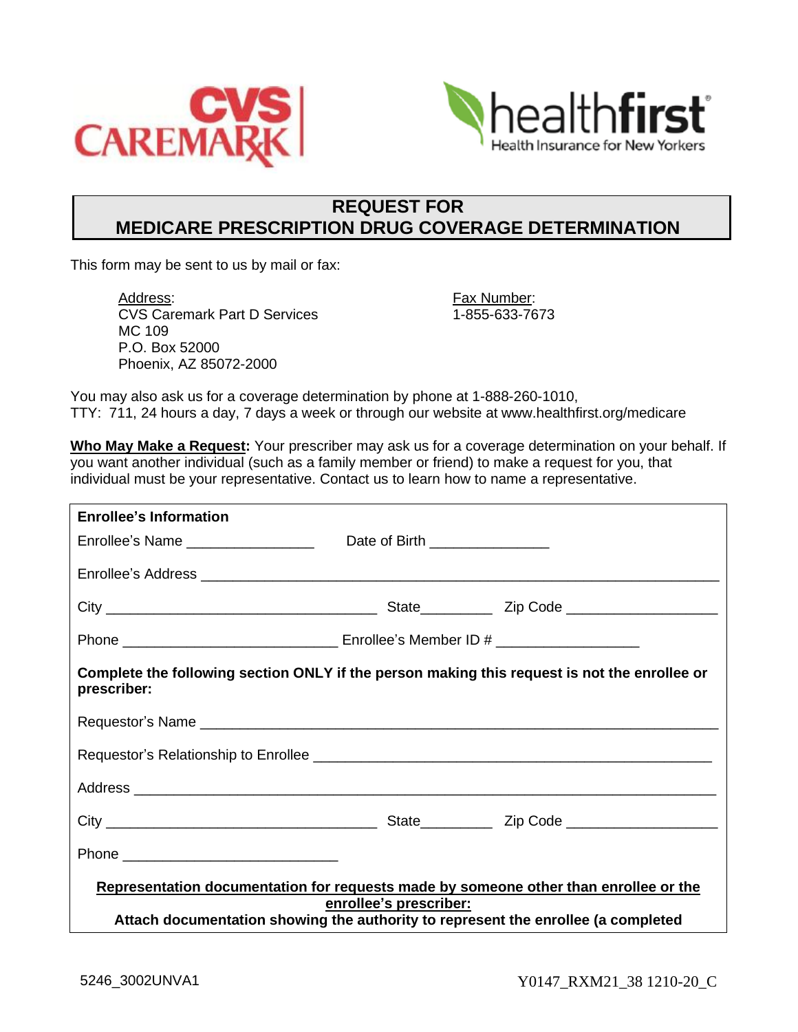# REQUEST FOR MEDICARE PRESCRIPTION DRUG COVERAGE DETERMINATION

This form may be sent to us by mail or fax:

Address:
CVS Caremark Part D Services
MC 109
P.O. Box 52000
Phoenix, AZ 85072-2000

Fax Number:
1-855-633-7673

You may also ask us for a coverage determination by phone at 1-888-260-1010,
TTY: 711, 24 hours a day, 7 days a week or through our website at www.healthfirst.org/medicare

**Who May Make a Request:** Your prescriber may ask us for a coverage determination on your behalf. If you want another individual (such as a family member or friend) to make a request for you, that individual must be your representative. Contact us to learn how to name a representative.

**Enrollee's Information**

Enrollee's Name ________________ Date of Birth _______________

Enrollee's Address ___________________________________________________________________

City __________________________________ State_________ Zip Code __________________

Phone ___________________________ Enrollee's Member ID # _________________

**Complete the following section ONLY if the person making this request is not the enrollee or prescriber:**

Requestor's Name ___________________________________________________________________

Requestor's Relationship to Enrollee _________________________________________________

Address ___________________________________________________________________________

City __________________________________ State_________ Zip Code __________________

Phone ___________________________

**Representation documentation for requests made by someone other than enrollee or the enrollee's prescriber:**

**Attach documentation showing the authority to represent the enrollee (a completed**

5246_3002UNVA1

Y0147_RXM21_38 1210-20_C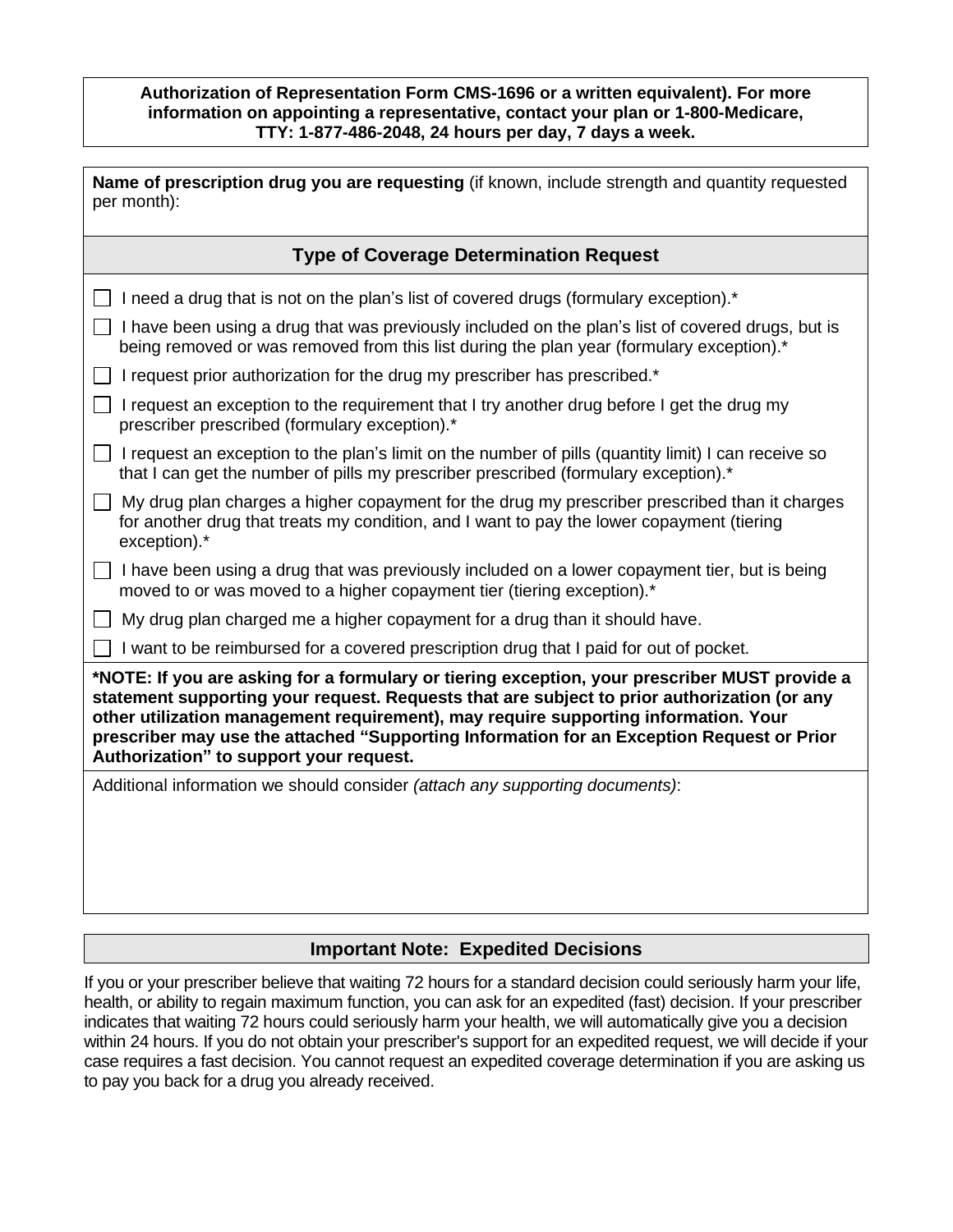**Authorization of Representation Form CMS-1696 or a written equivalent). For more information on appointing a representative, contact your plan or 1-800-Medicare, TTY: 1-877-486-2048, 24 hours per day, 7 days a week.**

**Name of prescription drug you are requesting** (if known, include strength and quantity requested per month):

## Type of Coverage Determination Request

- ☐ I need a drug that is not on the plan's list of covered drugs (formulary exception).*
- ☐ I have been using a drug that was previously included on the plan's list of covered drugs, but is being removed or was removed from this list during the plan year (formulary exception).*
- ☐ I request prior authorization for the drug my prescriber has prescribed.*
- ☐ I request an exception to the requirement that I try another drug before I get the drug my prescriber prescribed (formulary exception).*
- ☐ I request an exception to the plan's limit on the number of pills (quantity limit) I can receive so that I can get the number of pills my prescriber prescribed (formulary exception).*
- ☐ My drug plan charges a higher copayment for the drug my prescriber prescribed than it charges for another drug that treats my condition, and I want to pay the lower copayment (tiering exception).*
- ☐ I have been using a drug that was previously included on a lower copayment tier, but is being moved to or was moved to a higher copayment tier (tiering exception).*
- ☐ My drug plan charged me a higher copayment for a drug than it should have.
- ☐ I want to be reimbursed for a covered prescription drug that I paid for out of pocket.

**\*NOTE: If you are asking for a formulary or tiering exception, your prescriber MUST provide a statement supporting your request. Requests that are subject to prior authorization (or any other utilization management requirement), may require supporting information. Your prescriber may use the attached "Supporting Information for an Exception Request or Prior Authorization" to support your request.**

Additional information we should consider *(attach any supporting documents)*:

## Important Note: Expedited Decisions

If you or your prescriber believe that waiting 72 hours for a standard decision could seriously harm your life, health, or ability to regain maximum function, you can ask for an expedited (fast) decision. If your prescriber indicates that waiting 72 hours could seriously harm your health, we will automatically give you a decision within 24 hours. If you do not obtain your prescriber's support for an expedited request, we will decide if your case requires a fast decision. You cannot request an expedited coverage determination if you are asking us to pay you back for a drug you already received.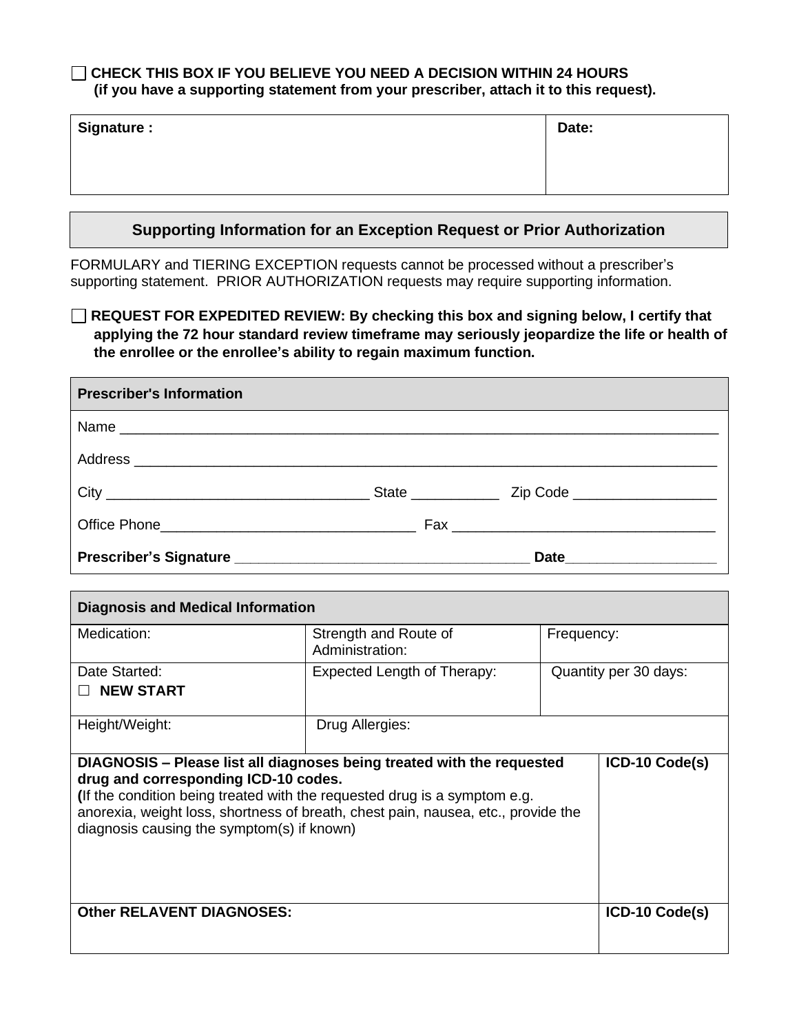☐ **CHECK THIS BOX IF YOU BELIEVE YOU NEED A DECISION WITHIN 24 HOURS (if you have a supporting statement from your prescriber, attach it to this request).**

| **Signature :** | **Date:** |
|---|---|
| | |

## Supporting Information for an Exception Request or Prior Authorization

FORMULARY and TIERING EXCEPTION requests cannot be processed without a prescriber's supporting statement. PRIOR AUTHORIZATION requests may require supporting information.

☐ **REQUEST FOR EXPEDITED REVIEW: By checking this box and signing below, I certify that applying the 72 hour standard review timeframe may seriously jeopardize the life or health of the enrollee or the enrollee's ability to regain maximum function.**

| **Prescriber's Information** |
|---|
| Name ______________________________________________________________________________ |
| Address ____________________________________________________________________________ |
| City ________________________________ State ___________ Zip Code _________________ |
| Office Phone________________________________ Fax ________________________________ |
| **Prescriber's Signature** ____________________________________ **Date**__________________ |

| **Diagnosis and Medical Information** | | | |
|---|---|---|---|
| Medication: | Strength and Route of Administration: | Frequency: | |
| Date Started: ☐ **NEW START** | Expected Length of Therapy: | Quantity per 30 days: | |
| Height/Weight: | Drug Allergies: | | |
| **DIAGNOSIS – Please list all diagnoses being treated with the requested drug and corresponding ICD-10 codes.** **(**If the condition being treated with the requested drug is a symptom e.g. anorexia, weight loss, shortness of breath, chest pain, nausea, etc., provide the diagnosis causing the symptom(s) if known) | | | **ICD-10 Code(s)** |
| **Other RELAVENT DIAGNOSES:** | | | **ICD-10 Code(s)** |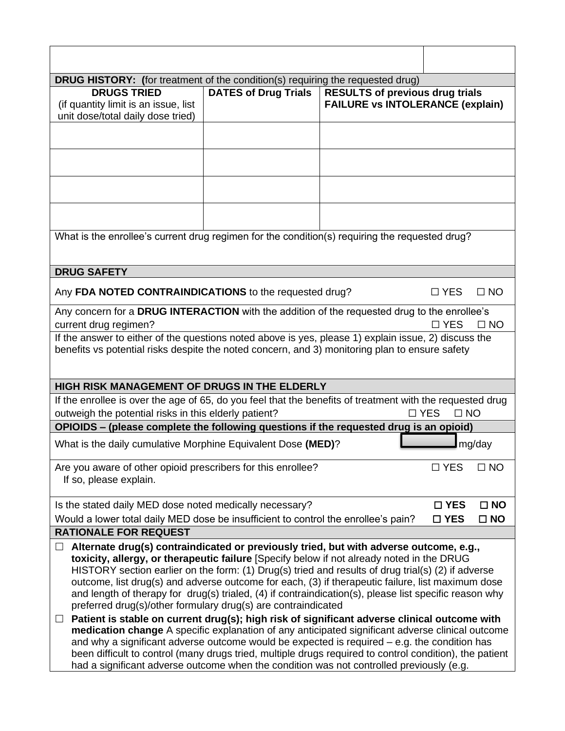| | |
|---|---|
| | |

**DRUG HISTORY: (**for treatment of the condition(s) requiring the requested drug)

| **DRUGS TRIED** (if quantity limit is an issue, list unit dose/total daily dose tried) | **DATES of Drug Trials** | **RESULTS of previous drug trials FAILURE vs INTOLERANCE (explain)** |
|---|---|---|
| | | |
| | | |
| | | |
| | | |

What is the enrollee's current drug regimen for the condition(s) requiring the requested drug?

**DRUG SAFETY**

Any **FDA NOTED CONTRAINDICATIONS** to the requested drug? ☐ YES ☐ NO

Any concern for a **DRUG INTERACTION** with the addition of the requested drug to the enrollee's current drug regimen? ☐ YES ☐ NO

If the answer to either of the questions noted above is yes, please 1) explain issue, 2) discuss the benefits vs potential risks despite the noted concern, and 3) monitoring plan to ensure safety

**HIGH RISK MANAGEMENT OF DRUGS IN THE ELDERLY**

If the enrollee is over the age of 65, do you feel that the benefits of treatment with the requested drug outweigh the potential risks in this elderly patient? ☐ YES ☐ NO

**OPIOIDS – (please complete the following questions if the requested drug is an opioid)**

What is the daily cumulative Morphine Equivalent Dose **(MED)**? ________ mg/day

Are you aware of other opioid prescribers for this enrollee? ☐ YES ☐ NO
If so, please explain.

Is the stated daily MED dose noted medically necessary? **☐ YES ☐ NO**

Would a lower total daily MED dose be insufficient to control the enrollee's pain? **☐ YES ☐ NO**

**RATIONALE FOR REQUEST**

☐ **Alternate drug(s) contraindicated or previously tried, but with adverse outcome, e.g., toxicity, allergy, or therapeutic failure** [Specify below if not already noted in the DRUG HISTORY section earlier on the form: (1) Drug(s) tried and results of drug trial(s) (2) if adverse outcome, list drug(s) and adverse outcome for each, (3) if therapeutic failure, list maximum dose and length of therapy for drug(s) trialed, (4) if contraindication(s), please list specific reason why preferred drug(s)/other formulary drug(s) are contraindicated

☐ **Patient is stable on current drug(s); high risk of significant adverse clinical outcome with medication change** A specific explanation of any anticipated significant adverse clinical outcome and why a significant adverse outcome would be expected is required – e.g. the condition has been difficult to control (many drugs tried, multiple drugs required to control condition), the patient had a significant adverse outcome when the condition was not controlled previously (e.g.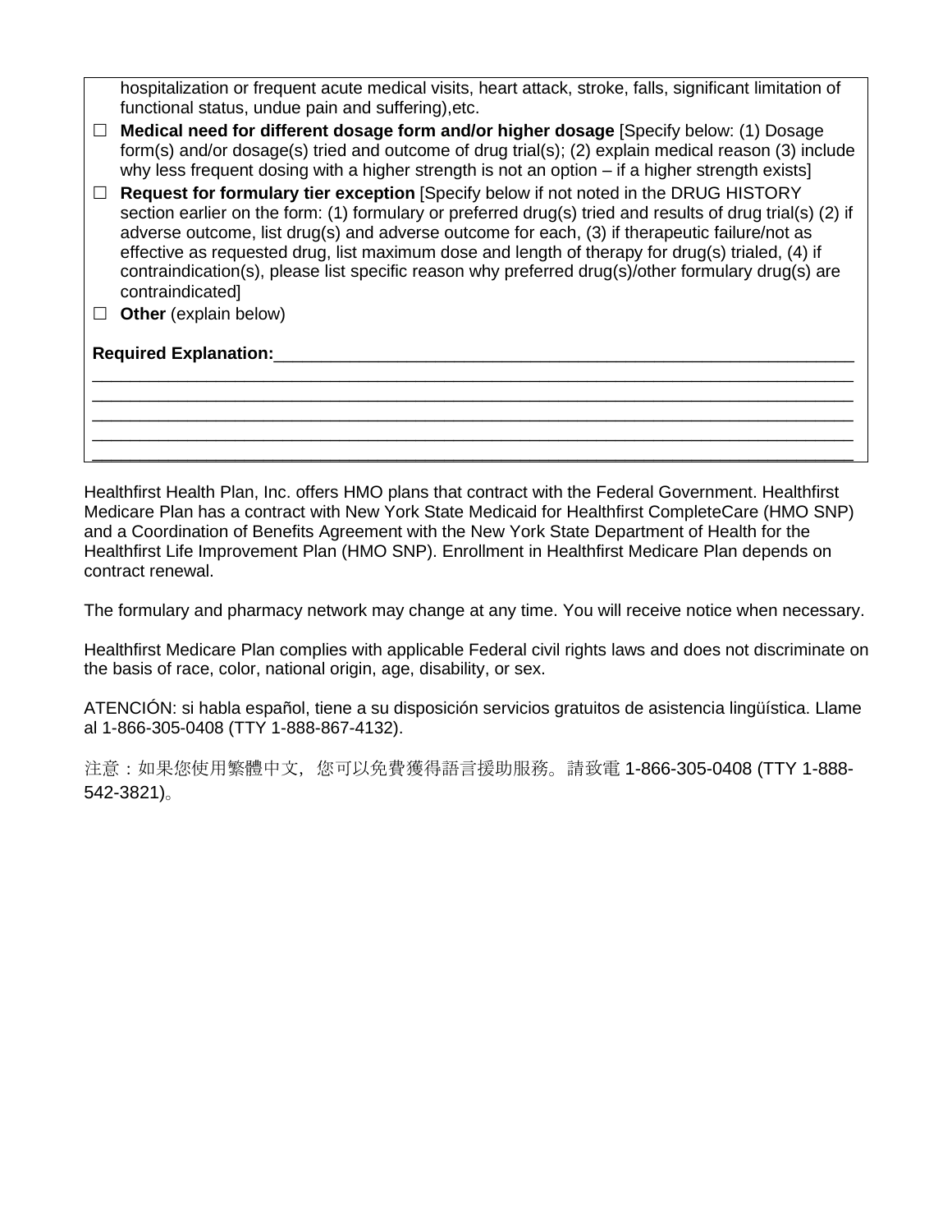hospitalization or frequent acute medical visits, heart attack, stroke, falls, significant limitation of functional status, undue pain and suffering),etc.

☐ **Medical need for different dosage form and/or higher dosage** [Specify below: (1) Dosage form(s) and/or dosage(s) tried and outcome of drug trial(s); (2) explain medical reason (3) include why less frequent dosing with a higher strength is not an option – if a higher strength exists]

☐ **Request for formulary tier exception** [Specify below if not noted in the DRUG HISTORY section earlier on the form: (1) formulary or preferred drug(s) tried and results of drug trial(s) (2) if adverse outcome, list drug(s) and adverse outcome for each, (3) if therapeutic failure/not as effective as requested drug, list maximum dose and length of therapy for drug(s) trialed, (4) if contraindication(s), please list specific reason why preferred drug(s)/other formulary drug(s) are contraindicated]

☐ **Other** (explain below)

**Required Explanation:**_______________________________________________________________

_____________________________________________________________________________

_____________________________________________________________________________

_____________________________________________________________________________

_____________________________________________________________________________

_____________________________________________________________________________

Healthfirst Health Plan, Inc. offers HMO plans that contract with the Federal Government. Healthfirst Medicare Plan has a contract with New York State Medicaid for Healthfirst CompleteCare (HMO SNP) and a Coordination of Benefits Agreement with the New York State Department of Health for the Healthfirst Life Improvement Plan (HMO SNP). Enrollment in Healthfirst Medicare Plan depends on contract renewal.

The formulary and pharmacy network may change at any time. You will receive notice when necessary.

Healthfirst Medicare Plan complies with applicable Federal civil rights laws and does not discriminate on the basis of race, color, national origin, age, disability, or sex.

ATENCIÓN: si habla español, tiene a su disposición servicios gratuitos de asistencia lingüística. Llame al 1-866-305-0408 (TTY 1-888-867-4132).

注意：如果您使用繁體中文，您可以免費獲得語言援助服務。請致電 1-866-305-0408 (TTY 1-888-542-3821)。